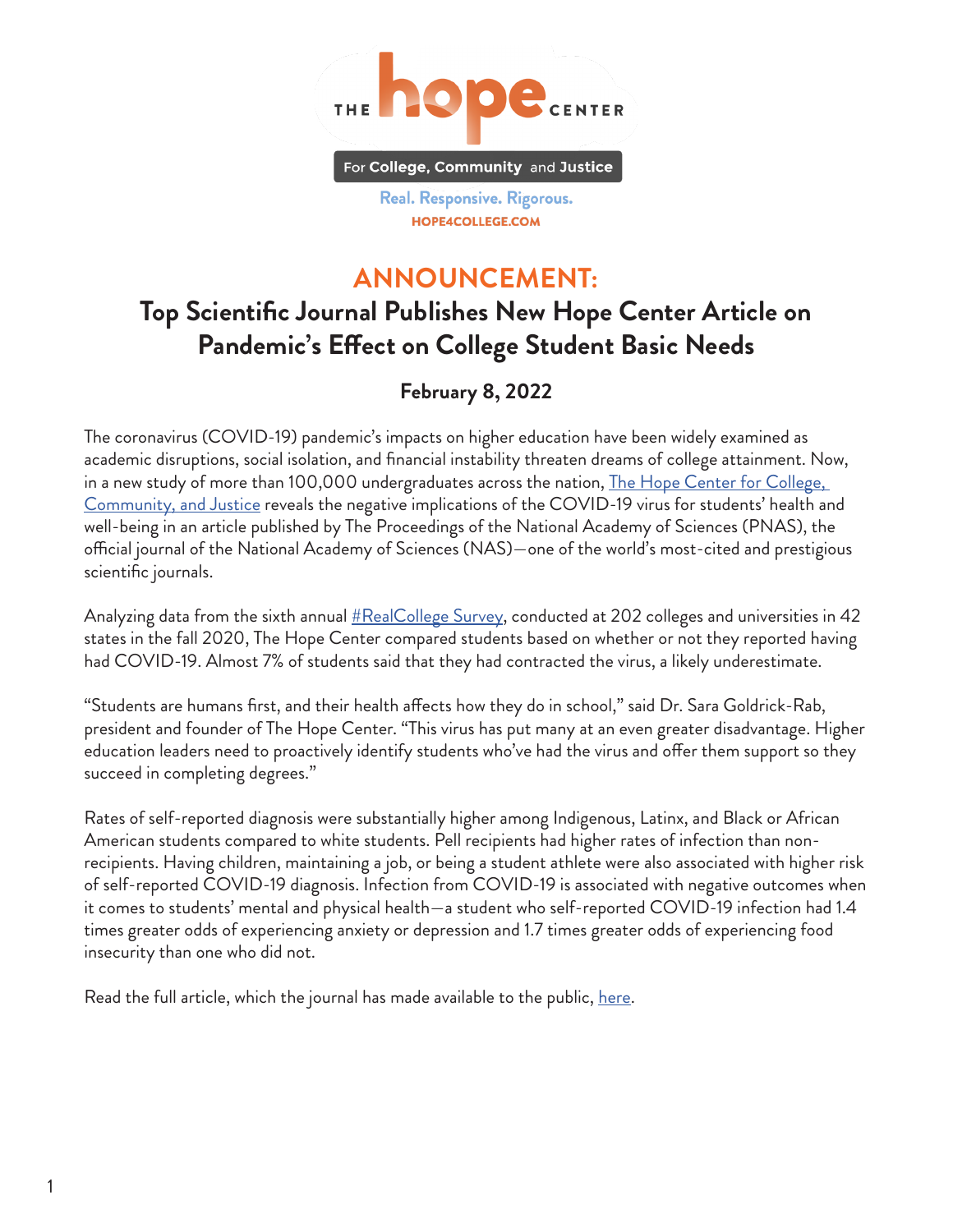THE hope CENTER

For College, Community and Justice

Real. Responsive. Rigorous.

HOPE4COLLEGE.COM

# ANNOUNCEMENT:

## Top Scientific Journal Publishes New Hope Center Article on Pandemic's Effect on College Student Basic Needs

### February 8, 2022

The coronavirus (COVID-19) pandemic's impacts on higher education have been widely examined as academic disruptions, social isolation, and financial instability threaten dreams of college attainment. Now, in a new study of more than 100,000 undergraduates across the nation, The Hope Center for College, Community, and Justice reveals the negative implications of the COVID-19 virus for students' health and well-being in an article published by The Proceedings of the National Academy of Sciences (PNAS), the official journal of the National Academy of Sciences (NAS)—one of the world's most-cited and prestigious scientific journals.

Analyzing data from the sixth annual #RealCollege Survey, conducted at 202 colleges and universities in 42 states in the fall 2020, The Hope Center compared students based on whether or not they reported having had COVID-19. Almost 7% of students said that they had contracted the virus, a likely underestimate.

"Students are humans first, and their health affects how they do in school," said Dr. Sara Goldrick-Rab, president and founder of The Hope Center. "This virus has put many at an even greater disadvantage. Higher education leaders need to proactively identify students who've had the virus and offer them support so they succeed in completing degrees."

Rates of self-reported diagnosis were substantially higher among Indigenous, Latinx, and Black or African American students compared to white students. Pell recipients had higher rates of infection than non-recipients. Having children, maintaining a job, or being a student athlete were also associated with higher risk of self-reported COVID-19 diagnosis. Infection from COVID-19 is associated with negative outcomes when it comes to students' mental and physical health—a student who self-reported COVID-19 infection had 1.4 times greater odds of experiencing anxiety or depression and 1.7 times greater odds of experiencing food insecurity than one who did not.

Read the full article, which the journal has made available to the public, here.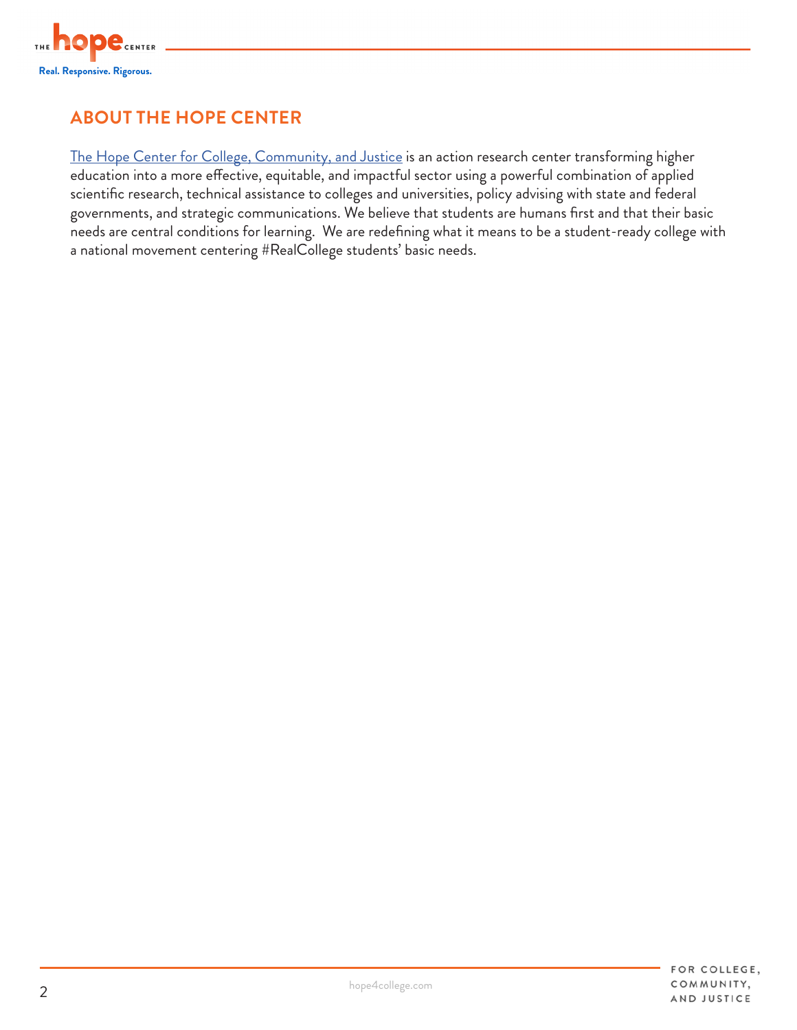## ABOUT THE HOPE CENTER

The Hope Center for College, Community, and Justice is an action research center transforming higher education into a more effective, equitable, and impactful sector using a powerful combination of applied scientific research, technical assistance to colleges and universities, policy advising with state and federal governments, and strategic communications. We believe that students are humans first and that their basic needs are central conditions for learning. We are redefining what it means to be a student-ready college with a national movement centering #RealCollege students' basic needs.